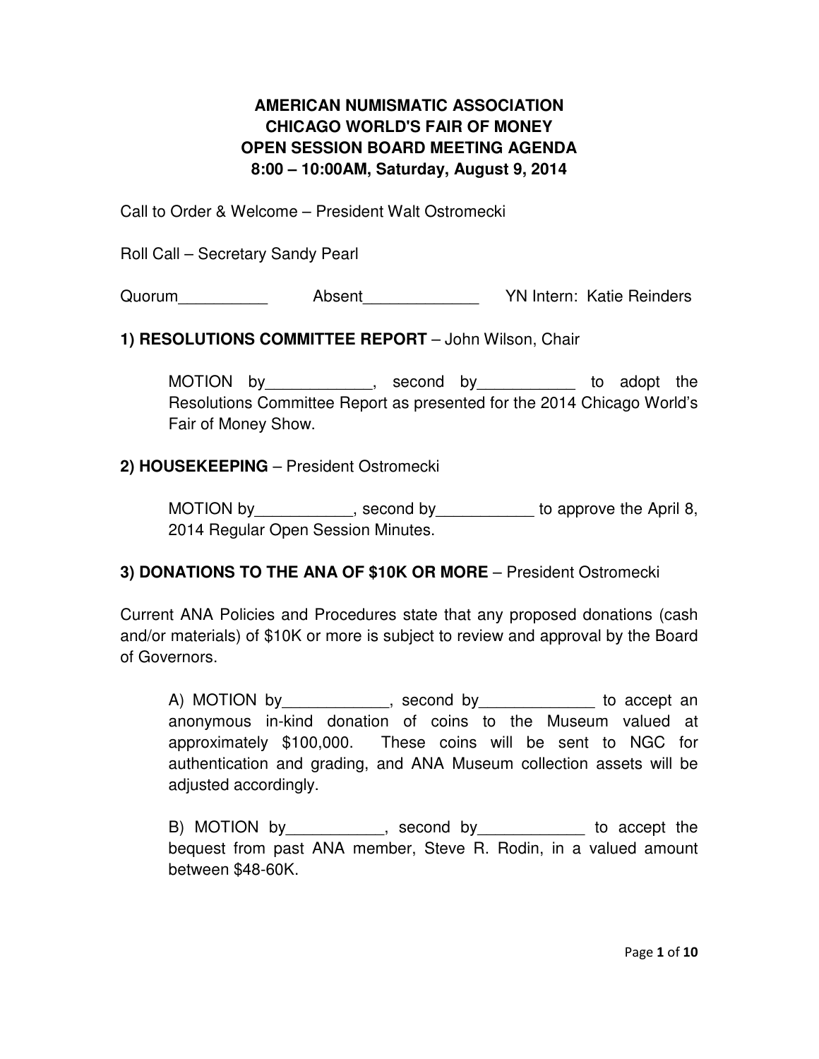# AMERICAN NUMISMATIC ASSOCIATION
# CHICAGO WORLD'S FAIR OF MONEY
# OPEN SESSION BOARD MEETING AGENDA
# 8:00 – 10:00AM, Saturday, August 9, 2014

Call to Order & Welcome – President Walt Ostromecki

Roll Call – Secretary Sandy Pearl

Quorum__________ Absent_____________ YN Intern: Katie Reinders

**1) RESOLUTIONS COMMITTEE REPORT** – John Wilson, Chair

MOTION by____________, second by___________ to adopt the Resolutions Committee Report as presented for the 2014 Chicago World's Fair of Money Show.

**2) HOUSEKEEPING** – President Ostromecki

MOTION by___________, second by___________ to approve the April 8, 2014 Regular Open Session Minutes.

**3) DONATIONS TO THE ANA OF $10K OR MORE** – President Ostromecki

Current ANA Policies and Procedures state that any proposed donations (cash and/or materials) of $10K or more is subject to review and approval by the Board of Governors.

A) MOTION by____________, second by_____________ to accept an anonymous in-kind donation of coins to the Museum valued at approximately $100,000. These coins will be sent to NGC for authentication and grading, and ANA Museum collection assets will be adjusted accordingly.

B) MOTION by___________, second by____________ to accept the bequest from past ANA member, Steve R. Rodin, in a valued amount between $48-60K.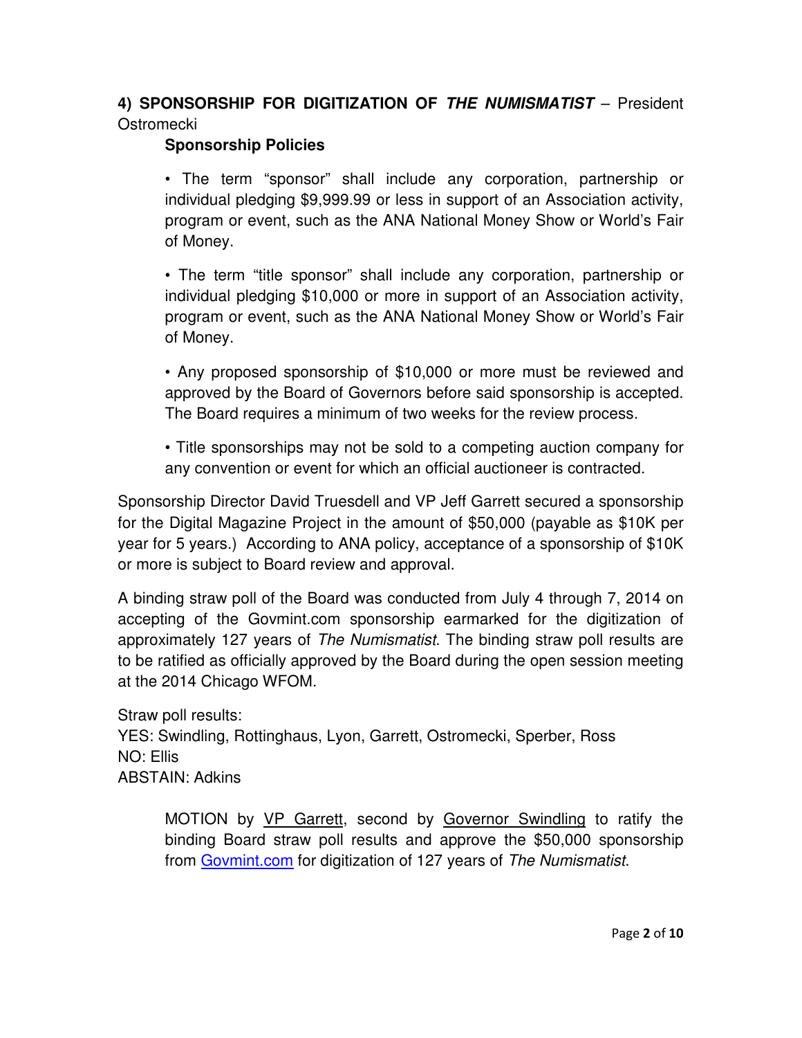**4) SPONSORSHIP FOR DIGITIZATION OF *THE NUMISMATIST*** – President Ostromecki

**Sponsorship Policies**

- The term "sponsor" shall include any corporation, partnership or individual pledging $9,999.99 or less in support of an Association activity, program or event, such as the ANA National Money Show or World's Fair of Money.

- The term "title sponsor" shall include any corporation, partnership or individual pledging $10,000 or more in support of an Association activity, program or event, such as the ANA National Money Show or World's Fair of Money.

- Any proposed sponsorship of $10,000 or more must be reviewed and approved by the Board of Governors before said sponsorship is accepted. The Board requires a minimum of two weeks for the review process.

- Title sponsorships may not be sold to a competing auction company for any convention or event for which an official auctioneer is contracted.

Sponsorship Director David Truesdell and VP Jeff Garrett secured a sponsorship for the Digital Magazine Project in the amount of $50,000 (payable as $10K per year for 5 years.) According to ANA policy, acceptance of a sponsorship of $10K or more is subject to Board review and approval.

A binding straw poll of the Board was conducted from July 4 through 7, 2014 on accepting of the Govmint.com sponsorship earmarked for the digitization of approximately 127 years of *The Numismatist*. The binding straw poll results are to be ratified as officially approved by the Board during the open session meeting at the 2014 Chicago WFOM.

Straw poll results:
YES: Swindling, Rottinghaus, Lyon, Garrett, Ostromecki, Sperber, Ross
NO: Ellis
ABSTAIN: Adkins

> MOTION by VP Garrett, second by Governor Swindling to ratify the binding Board straw poll results and approve the $50,000 sponsorship from Govmint.com for digitization of 127 years of *The Numismatist*.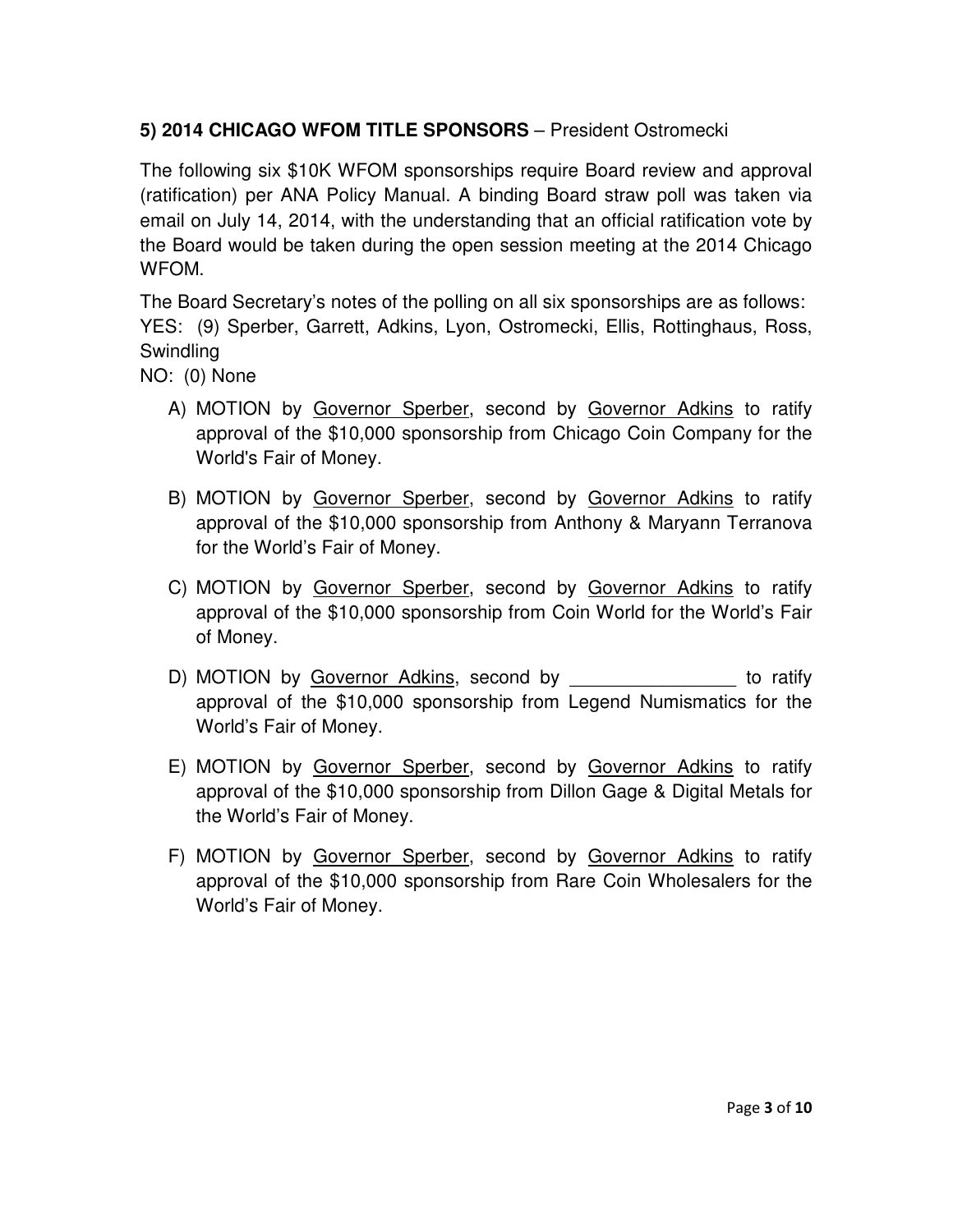**5) 2014 CHICAGO WFOM TITLE SPONSORS** – President Ostromecki

The following six $10K WFOM sponsorships require Board review and approval (ratification) per ANA Policy Manual. A binding Board straw poll was taken via email on July 14, 2014, with the understanding that an official ratification vote by the Board would be taken during the open session meeting at the 2014 Chicago WFOM.

The Board Secretary's notes of the polling on all six sponsorships are as follows:
YES: (9) Sperber, Garrett, Adkins, Lyon, Ostromecki, Ellis, Rottinghaus, Ross, Swindling
NO: (0) None

A) MOTION by Governor Sperber, second by Governor Adkins to ratify approval of the $10,000 sponsorship from Chicago Coin Company for the World's Fair of Money.

B) MOTION by Governor Sperber, second by Governor Adkins to ratify approval of the $10,000 sponsorship from Anthony & Maryann Terranova for the World's Fair of Money.

C) MOTION by Governor Sperber, second by Governor Adkins to ratify approval of the $10,000 sponsorship from Coin World for the World's Fair of Money.

D) MOTION by Governor Adkins, second by ________________ to ratify approval of the $10,000 sponsorship from Legend Numismatics for the World's Fair of Money.

E) MOTION by Governor Sperber, second by Governor Adkins to ratify approval of the $10,000 sponsorship from Dillon Gage & Digital Metals for the World's Fair of Money.

F) MOTION by Governor Sperber, second by Governor Adkins to ratify approval of the $10,000 sponsorship from Rare Coin Wholesalers for the World's Fair of Money.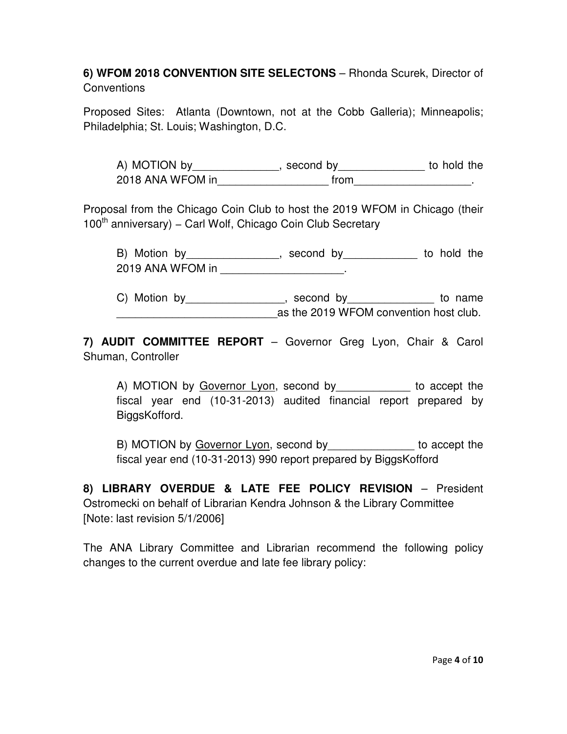**6) WFOM 2018 CONVENTION SITE SELECTONS** – Rhonda Scurek, Director of Conventions

Proposed Sites: Atlanta (Downtown, not at the Cobb Galleria); Minneapolis; Philadelphia; St. Louis; Washington, D.C.

> A) MOTION by______________, second by______________ to hold the 2018 ANA WFOM in__________________ from___________________.

Proposal from the Chicago Coin Club to host the 2019 WFOM in Chicago (their 100th anniversary) – Carl Wolf, Chicago Coin Club Secretary

> B) Motion by_______________, second by____________ to hold the 2019 ANA WFOM in ____________________.
>
> C) Motion by________________, second by______________ to name __________________________as the 2019 WFOM convention host club.

**7) AUDIT COMMITTEE REPORT** – Governor Greg Lyon, Chair & Carol Shuman, Controller

> A) MOTION by Governor Lyon, second by____________ to accept the fiscal year end (10-31-2013) audited financial report prepared by BiggsKofford.
>
> B) MOTION by Governor Lyon, second by______________ to accept the fiscal year end (10-31-2013) 990 report prepared by BiggsKofford

**8) LIBRARY OVERDUE & LATE FEE POLICY REVISION** – President Ostromecki on behalf of Librarian Kendra Johnson & the Library Committee [Note: last revision 5/1/2006]

The ANA Library Committee and Librarian recommend the following policy changes to the current overdue and late fee library policy: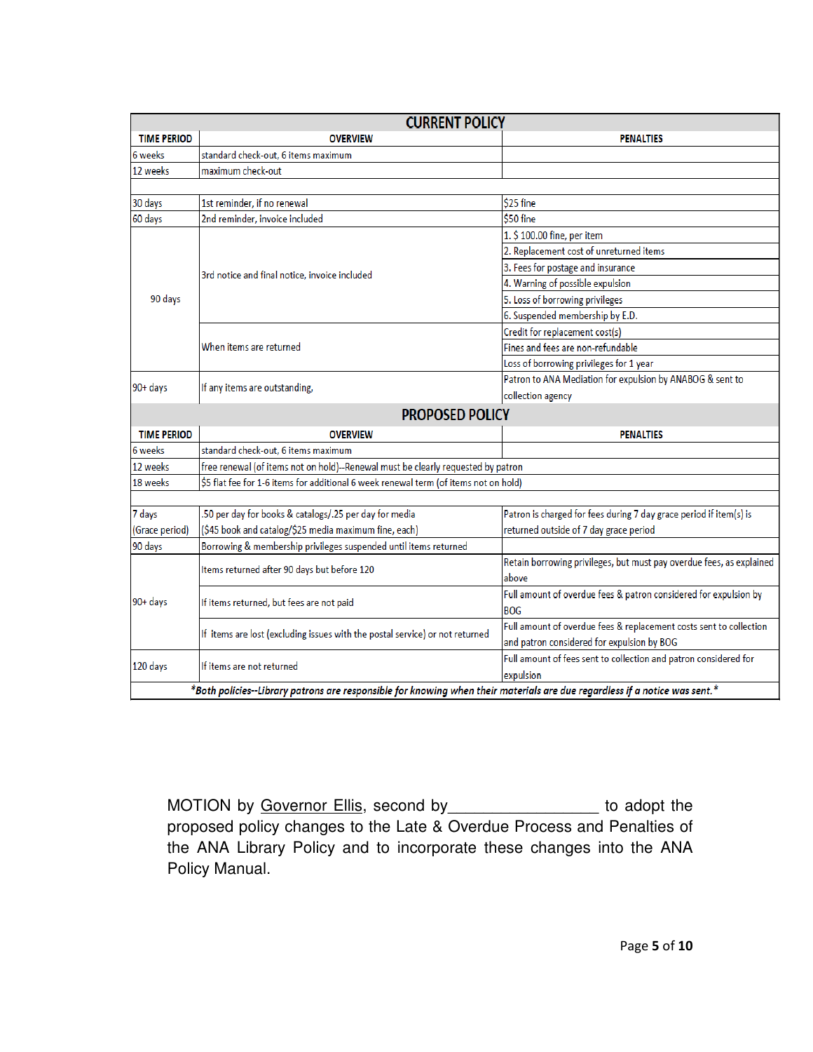## CURRENT POLICY

| TIME PERIOD | OVERVIEW | PENALTIES |
|---|---|---|
| 6 weeks | standard check-out, 6 items maximum | |
| 12 weeks | maximum check-out | |
| | | |
| 30 days | 1st reminder, if no renewal | $25 fine |
| 60 days | 2nd reminder, invoice included | $50 fine |
| 90 days | 3rd notice and final notice, invoice included | 1. $ 100.00 fine, per item |
| | | 2. Replacement cost of unreturned items |
| | | 3. Fees for postage and insurance |
| | | 4. Warning of possible expulsion |
| | | 5. Loss of borrowing privileges |
| | | 6. Suspended membership by E.D. |
| | When items are returned | Credit for replacement cost(s) |
| | | Fines and fees are non-refundable |
| | | Loss of borrowing privileges for 1 year |
| 90+ days | If any items are outstanding, | Patron to ANA Mediation for expulsion by ANABOG & sent to collection agency |

## PROPOSED POLICY

| TIME PERIOD | OVERVIEW | PENALTIES |
|---|---|---|
| 6 weeks | standard check-out, 6 items maximum | |
| 12 weeks | free renewal (of items not on hold)--Renewal must be clearly requested by patron | |
| 18 weeks | $5 flat fee for 1-6 items for additional 6 week renewal term (of items not on hold) | |
| | | |
| 7 days (Grace period) | .50 per day for books & catalogs/.25 per day for media ($45 book and catalog/$25 media maximum fine, each) | Patron is charged for fees during 7 day grace period if item(s) is returned outside of 7 day grace period |
| 90 days | Borrowing & membership privileges suspended until items returned | |
| 90+ days | Items returned after 90 days but before 120 | Retain borrowing privileges, but must pay overdue fees, as explained above |
| | If items returned, but fees are not paid | Full amount of overdue fees & patron considered for expulsion by BOG |
| | If items are lost (excluding issues with the postal service) or not returned | Full amount of overdue fees & replacement costs sent to collection and patron considered for expulsion by BOG |
| 120 days | If items are not returned | Full amount of fees sent to collection and patron considered for expulsion |

***Both policies--Library patrons are responsible for knowing when their materials are due regardless if a notice was sent.***

MOTION by Governor Ellis, second by_________________ to adopt the proposed policy changes to the Late & Overdue Process and Penalties of the ANA Library Policy and to incorporate these changes into the ANA Policy Manual.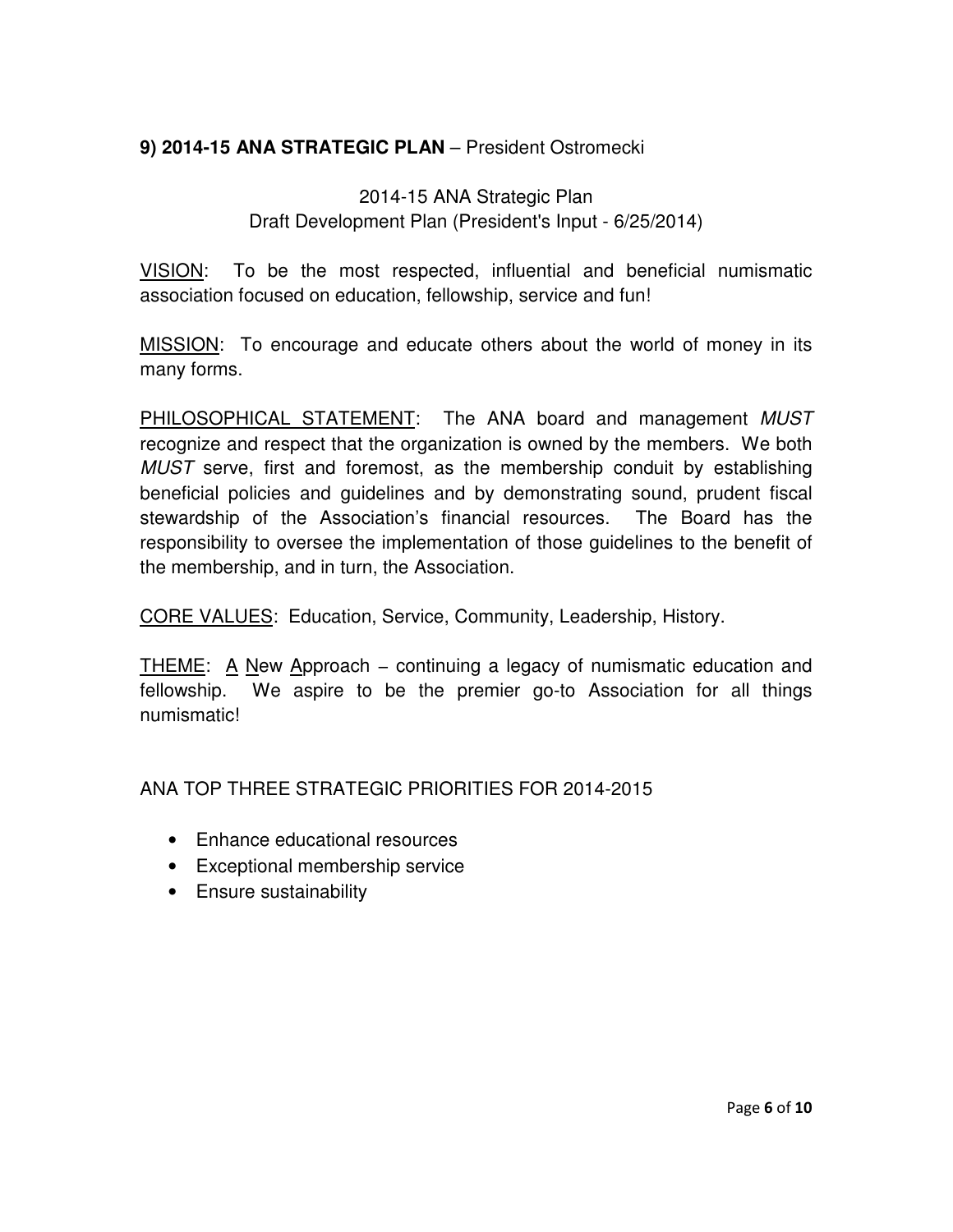**9) 2014-15 ANA STRATEGIC PLAN** – President Ostromecki

2014-15 ANA Strategic Plan
Draft Development Plan (President's Input - 6/25/2014)

<u>VISION</u>: To be the most respected, influential and beneficial numismatic association focused on education, fellowship, service and fun!

<u>MISSION</u>: To encourage and educate others about the world of money in its many forms.

<u>PHILOSOPHICAL STATEMENT</u>: The ANA board and management *MUST* recognize and respect that the organization is owned by the members. We both *MUST* serve, first and foremost, as the membership conduit by establishing beneficial policies and guidelines and by demonstrating sound, prudent fiscal stewardship of the Association's financial resources. The Board has the responsibility to oversee the implementation of those guidelines to the benefit of the membership, and in turn, the Association.

<u>CORE VALUES</u>: Education, Service, Community, Leadership, History.

<u>THEME</u>: <u>A</u> <u>N</u>ew <u>A</u>pproach – continuing a legacy of numismatic education and fellowship. We aspire to be the premier go-to Association for all things numismatic!

ANA TOP THREE STRATEGIC PRIORITIES FOR 2014-2015

- Enhance educational resources
- Exceptional membership service
- Ensure sustainability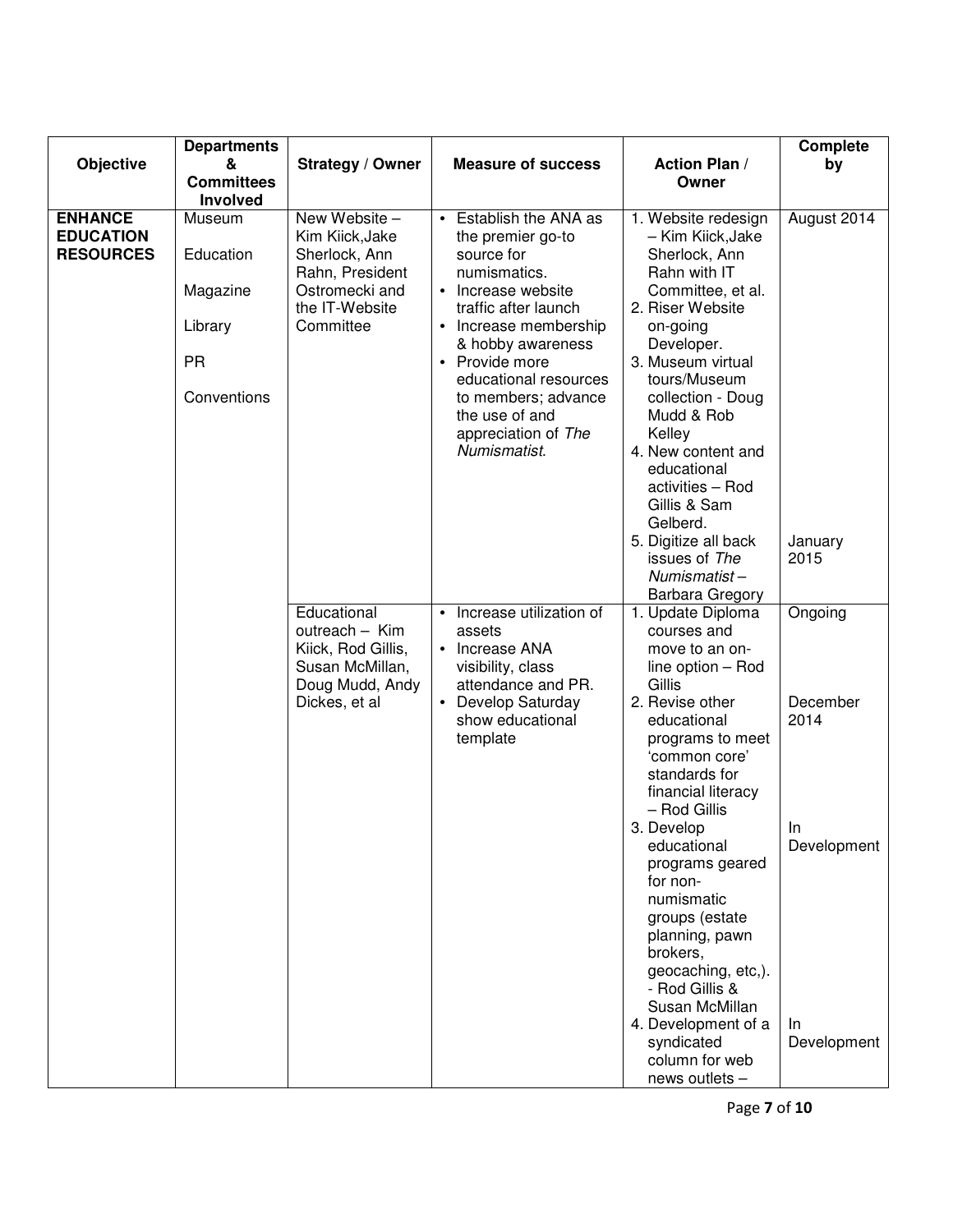| Objective | Departments & Committees Involved | Strategy / Owner | Measure of success | Action Plan / Owner | Complete by |
|---|---|---|---|---|---|
| **ENHANCE EDUCATION RESOURCES** | Museum<br><br>Education<br><br>Magazine<br><br>Library<br><br>PR<br><br>Conventions | New Website – Kim Kiick,Jake Sherlock, Ann Rahn, President Ostromecki and the IT-Website Committee | • Establish the ANA as the premier go-to source for numismatics.<br>• Increase website traffic after launch<br>• Increase membership & hobby awareness<br>• Provide more educational resources to members; advance the use of and appreciation of *The Numismatist*. | 1. Website redesign – Kim Kiick,Jake Sherlock, Ann Rahn with IT Committee, et al.<br>2. Riser Website on-going Developer.<br>3. Museum virtual tours/Museum collection - Doug Mudd & Rob Kelley<br>4. New content and educational activities – Rod Gillis & Sam Gelberd.<br>5. Digitize all back issues of *The Numismatist* – Barbara Gregory | August 2014<br><br><br><br><br><br><br><br><br>January 2015 |
| | | Educational outreach – Kim Kiick, Rod Gillis, Susan McMillan, Doug Mudd, Andy Dickes, et al | • Increase utilization of assets<br>• Increase ANA visibility, class attendance and PR.<br>• Develop Saturday show educational template | 1. Update Diploma courses and move to an on-line option – Rod Gillis<br>2. Revise other educational programs to meet 'common core' standards for financial literacy – Rod Gillis<br>3. Develop educational programs geared for non-numismatic groups (estate planning, pawn brokers, geocaching, etc,). - Rod Gillis & Susan McMillan<br>4. Development of a syndicated column for web news outlets – | Ongoing<br><br><br>December 2014<br><br><br><br>In Development<br><br><br><br><br><br>In Development |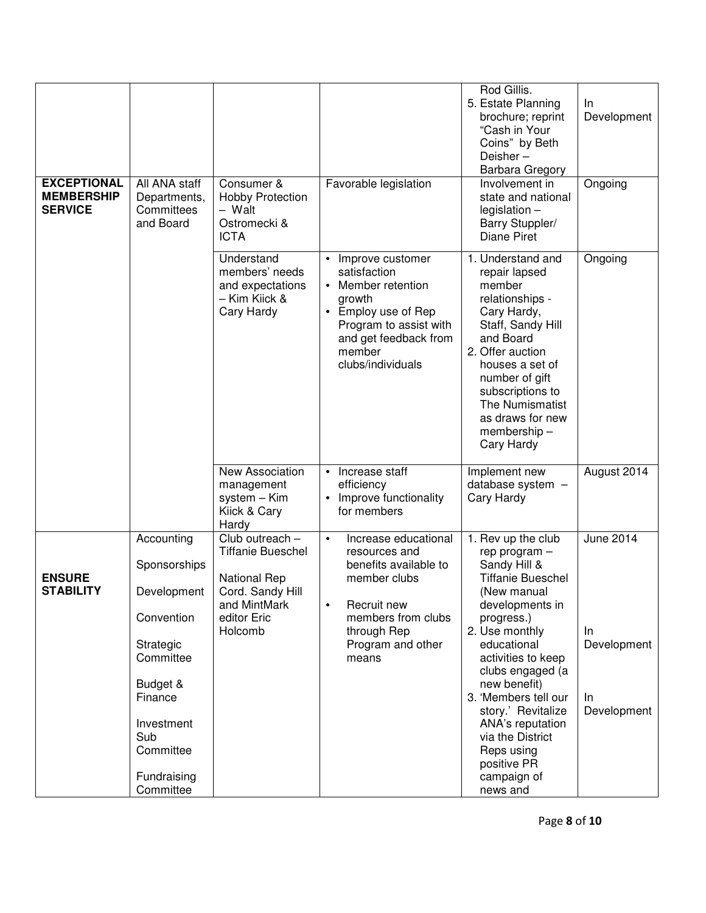| | | | | | |
|---|---|---|---|---|---|
| | | | | Rod Gillis.<br>5. Estate Planning brochure; reprint "Cash in Your Coins" by Beth Deisher – Barbara Gregory | In Development |
| **EXCEPTIONAL MEMBERSHIP SERVICE** | All ANA staff Departments, Committees and Board | Consumer & Hobby Protection – Walt Ostromecki & ICTA | Favorable legislation | Involvement in state and national legislation – Barry Stuppler/ Diane Piret | Ongoing |
| | | Understand members' needs and expectations – Kim Kiick & Cary Hardy | • Improve customer satisfaction<br>• Member retention growth<br>• Employ use of Rep Program to assist with and get feedback from member clubs/individuals | 1. Understand and repair lapsed member relationships - Cary Hardy, Staff, Sandy Hill and Board<br>2. Offer auction houses a set of number of gift subscriptions to The Numismatist as draws for new membership – Cary Hardy | Ongoing |
| | | New Association management system – Kim Kiick & Cary Hardy | • Increase staff efficiency<br>• Improve functionality for members | Implement new database system – Cary Hardy | August 2014 |
| **ENSURE STABILITY** | Accounting<br><br>Sponsorships<br><br>Development<br><br>Convention<br><br>Strategic Committee<br><br>Budget & Finance<br><br>Investment Sub Committee<br><br>Fundraising Committee | Club outreach – Tiffanie Bueschel<br><br>National Rep Cord. Sandy Hill and MintMark editor Eric Holcomb | • Increase educational resources and benefits available to member clubs<br>• Recruit new members from clubs through Rep Program and other means | 1. Rev up the club rep program – Sandy Hill & Tiffanie Bueschel (New manual developments in progress.)<br>2. Use monthly educational activities to keep clubs engaged (a new benefit)<br>3. 'Members tell our story.' Revitalize ANA's reputation via the District Reps using positive PR campaign of news and | June 2014<br><br>In Development<br><br>In Development |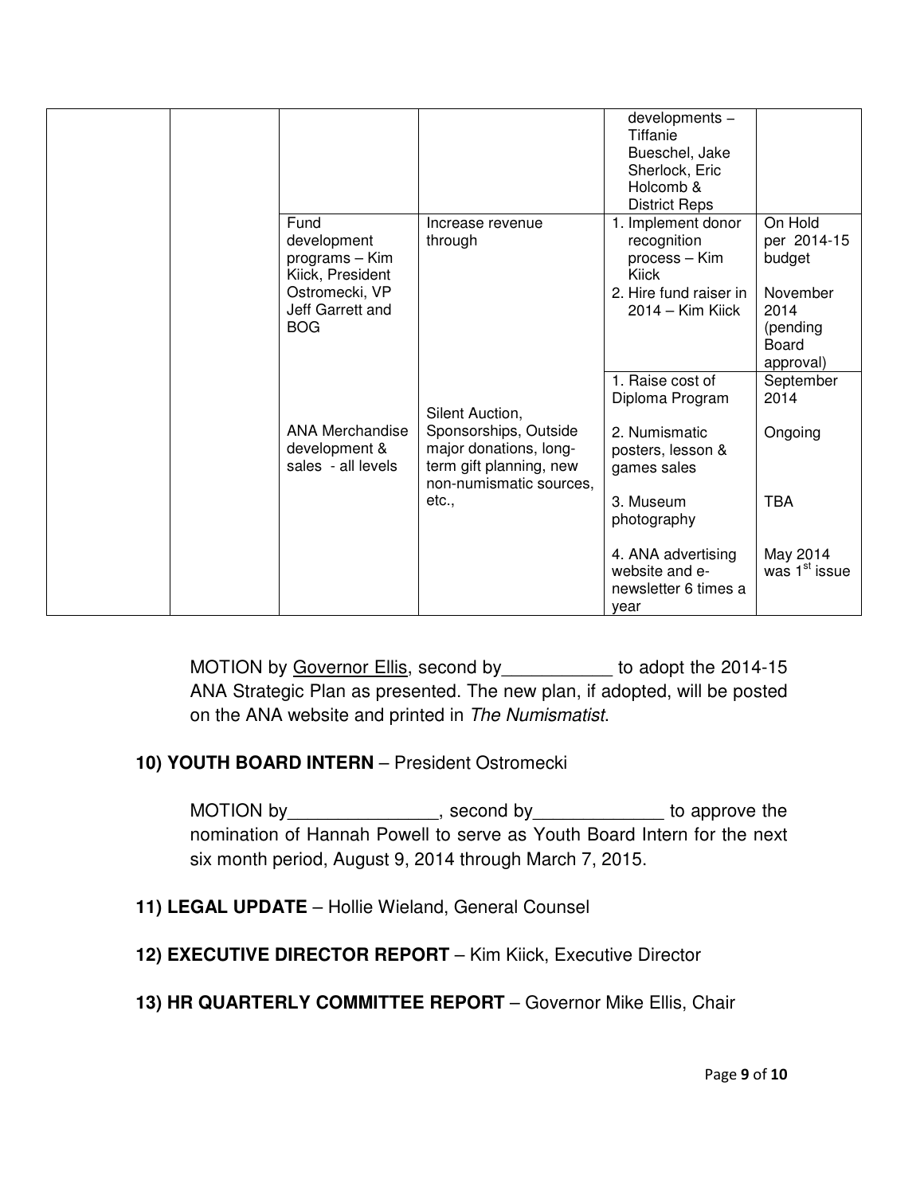| | | | | | |
|---|---|---|---|---|---|
| | | | | developments – Tiffanie Bueschel, Jake Sherlock, Eric Holcomb & District Reps | |
| | | Fund development programs – Kim Kiick, President Ostromecki, VP Jeff Garrett and BOG | Increase revenue through | 1. Implement donor recognition process – Kim Kiick<br>2. Hire fund raiser in 2014 – Kim Kiick | On Hold per 2014-15 budget<br><br>November 2014 (pending Board approval) |
| | | ANA Merchandise development & sales - all levels | Silent Auction, Sponsorships, Outside major donations, long-term gift planning, new non-numismatic sources, etc., | 1. Raise cost of Diploma Program<br><br>2. Numismatic posters, lesson & games sales<br><br>3. Museum photography<br><br>4. ANA advertising website and e-newsletter 6 times a year | September 2014<br><br>Ongoing<br><br>TBA<br><br>May 2014 was 1st issue |

MOTION by Governor Ellis, second by___________ to adopt the 2014-15 ANA Strategic Plan as presented. The new plan, if adopted, will be posted on the ANA website and printed in *The Numismatist*.

**10) YOUTH BOARD INTERN** – President Ostromecki

MOTION by_______________, second by_____________ to approve the nomination of Hannah Powell to serve as Youth Board Intern for the next six month period, August 9, 2014 through March 7, 2015.

**11) LEGAL UPDATE** – Hollie Wieland, General Counsel

**12) EXECUTIVE DIRECTOR REPORT** – Kim Kiick, Executive Director

**13) HR QUARTERLY COMMITTEE REPORT** – Governor Mike Ellis, Chair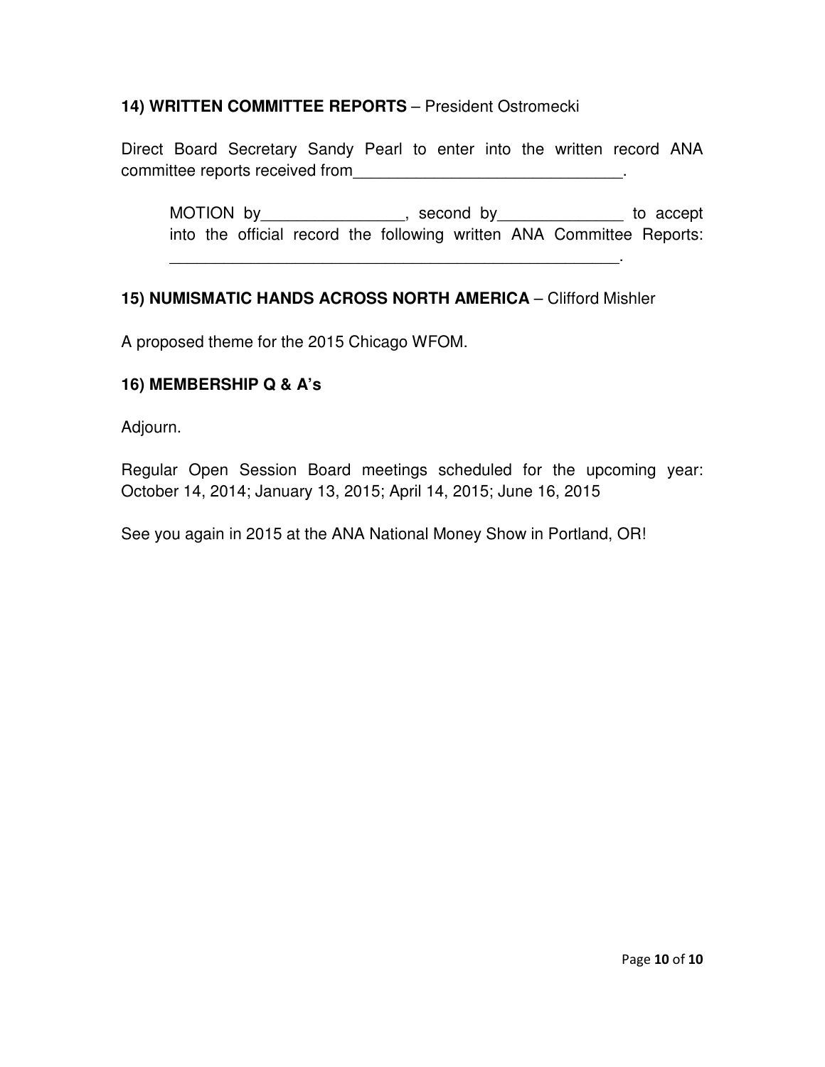**14) WRITTEN COMMITTEE REPORTS** – President Ostromecki

Direct Board Secretary Sandy Pearl to enter into the written record ANA committee reports received from______________________________.

> MOTION by________________, second by______________ to accept into the official record the following written ANA Committee Reports: ___________________________________________________.

**15) NUMISMATIC HANDS ACROSS NORTH AMERICA** – Clifford Mishler

A proposed theme for the 2015 Chicago WFOM.

**16) MEMBERSHIP Q & A's**

Adjourn.

Regular Open Session Board meetings scheduled for the upcoming year: October 14, 2014; January 13, 2015; April 14, 2015; June 16, 2015

See you again in 2015 at the ANA National Money Show in Portland, OR!